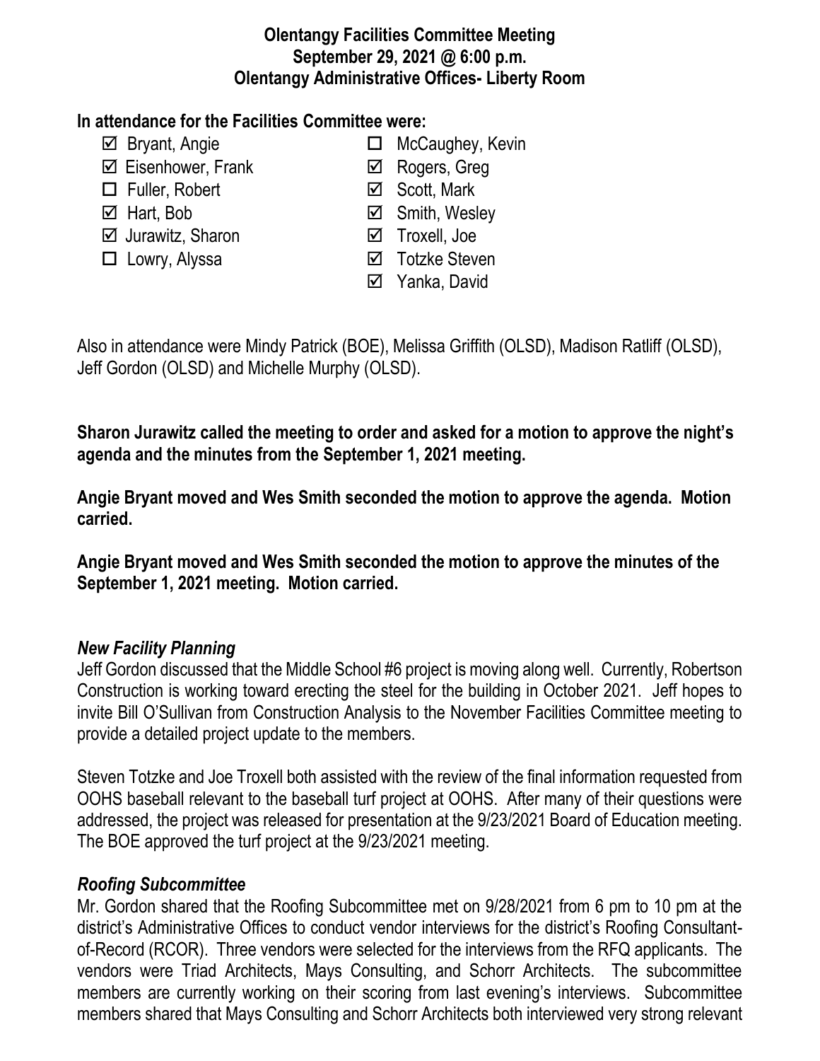**Olentangy Facilities Committee Meeting**
**September 29, 2021 @ 6:00 p.m.**
**Olentangy Administrative Offices- Liberty Room**

**In attendance for the Facilities Committee were:**

- ☑ Bryant, Angie
- ☑ Eisenhower, Frank
- ☐ Fuller, Robert
- ☑ Hart, Bob
- ☑ Jurawitz, Sharon
- ☐ Lowry, Alyssa
- ☐ McCaughey, Kevin
- ☑ Rogers, Greg
- ☑ Scott, Mark
- ☑ Smith, Wesley
- ☑ Troxell, Joe
- ☑ Totzke Steven
- ☑ Yanka, David

Also in attendance were Mindy Patrick (BOE), Melissa Griffith (OLSD), Madison Ratliff (OLSD), Jeff Gordon (OLSD) and Michelle Murphy (OLSD).

**Sharon Jurawitz called the meeting to order and asked for a motion to approve the night's agenda and the minutes from the September 1, 2021 meeting.**

**Angie Bryant moved and Wes Smith seconded the motion to approve the agenda. Motion carried.**

**Angie Bryant moved and Wes Smith seconded the motion to approve the minutes of the September 1, 2021 meeting. Motion carried.**

***New Facility Planning***

Jeff Gordon discussed that the Middle School #6 project is moving along well. Currently, Robertson Construction is working toward erecting the steel for the building in October 2021. Jeff hopes to invite Bill O'Sullivan from Construction Analysis to the November Facilities Committee meeting to provide a detailed project update to the members.

Steven Totzke and Joe Troxell both assisted with the review of the final information requested from OOHS baseball relevant to the baseball turf project at OOHS. After many of their questions were addressed, the project was released for presentation at the 9/23/2021 Board of Education meeting. The BOE approved the turf project at the 9/23/2021 meeting.

***Roofing Subcommittee***

Mr. Gordon shared that the Roofing Subcommittee met on 9/28/2021 from 6 pm to 10 pm at the district's Administrative Offices to conduct vendor interviews for the district's Roofing Consultant-of-Record (RCOR). Three vendors were selected for the interviews from the RFQ applicants. The vendors were Triad Architects, Mays Consulting, and Schorr Architects. The subcommittee members are currently working on their scoring from last evening's interviews. Subcommittee members shared that Mays Consulting and Schorr Architects both interviewed very strong relevant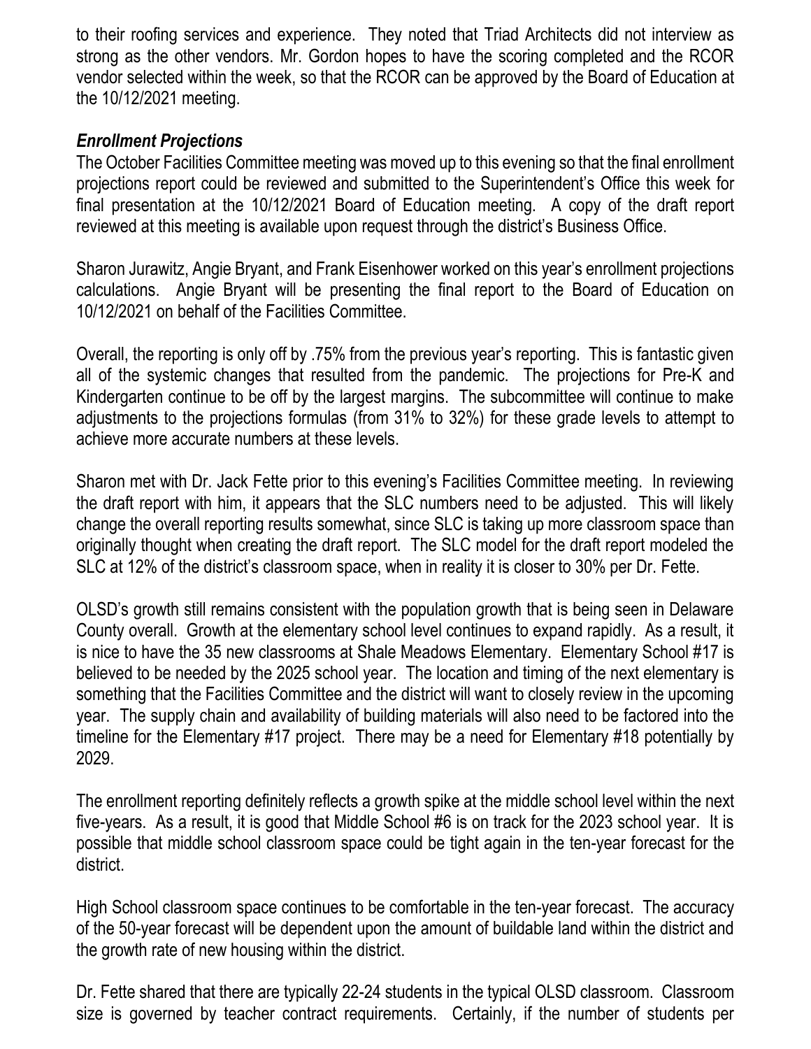to their roofing services and experience. They noted that Triad Architects did not interview as strong as the other vendors. Mr. Gordon hopes to have the scoring completed and the RCOR vendor selected within the week, so that the RCOR can be approved by the Board of Education at the 10/12/2021 meeting.

***Enrollment Projections***

The October Facilities Committee meeting was moved up to this evening so that the final enrollment projections report could be reviewed and submitted to the Superintendent's Office this week for final presentation at the 10/12/2021 Board of Education meeting. A copy of the draft report reviewed at this meeting is available upon request through the district's Business Office.

Sharon Jurawitz, Angie Bryant, and Frank Eisenhower worked on this year's enrollment projections calculations. Angie Bryant will be presenting the final report to the Board of Education on 10/12/2021 on behalf of the Facilities Committee.

Overall, the reporting is only off by .75% from the previous year's reporting. This is fantastic given all of the systemic changes that resulted from the pandemic. The projections for Pre-K and Kindergarten continue to be off by the largest margins. The subcommittee will continue to make adjustments to the projections formulas (from 31% to 32%) for these grade levels to attempt to achieve more accurate numbers at these levels.

Sharon met with Dr. Jack Fette prior to this evening's Facilities Committee meeting. In reviewing the draft report with him, it appears that the SLC numbers need to be adjusted. This will likely change the overall reporting results somewhat, since SLC is taking up more classroom space than originally thought when creating the draft report. The SLC model for the draft report modeled the SLC at 12% of the district's classroom space, when in reality it is closer to 30% per Dr. Fette.

OLSD's growth still remains consistent with the population growth that is being seen in Delaware County overall. Growth at the elementary school level continues to expand rapidly. As a result, it is nice to have the 35 new classrooms at Shale Meadows Elementary. Elementary School #17 is believed to be needed by the 2025 school year. The location and timing of the next elementary is something that the Facilities Committee and the district will want to closely review in the upcoming year. The supply chain and availability of building materials will also need to be factored into the timeline for the Elementary #17 project. There may be a need for Elementary #18 potentially by 2029.

The enrollment reporting definitely reflects a growth spike at the middle school level within the next five-years. As a result, it is good that Middle School #6 is on track for the 2023 school year. It is possible that middle school classroom space could be tight again in the ten-year forecast for the district.

High School classroom space continues to be comfortable in the ten-year forecast. The accuracy of the 50-year forecast will be dependent upon the amount of buildable land within the district and the growth rate of new housing within the district.

Dr. Fette shared that there are typically 22-24 students in the typical OLSD classroom. Classroom size is governed by teacher contract requirements. Certainly, if the number of students per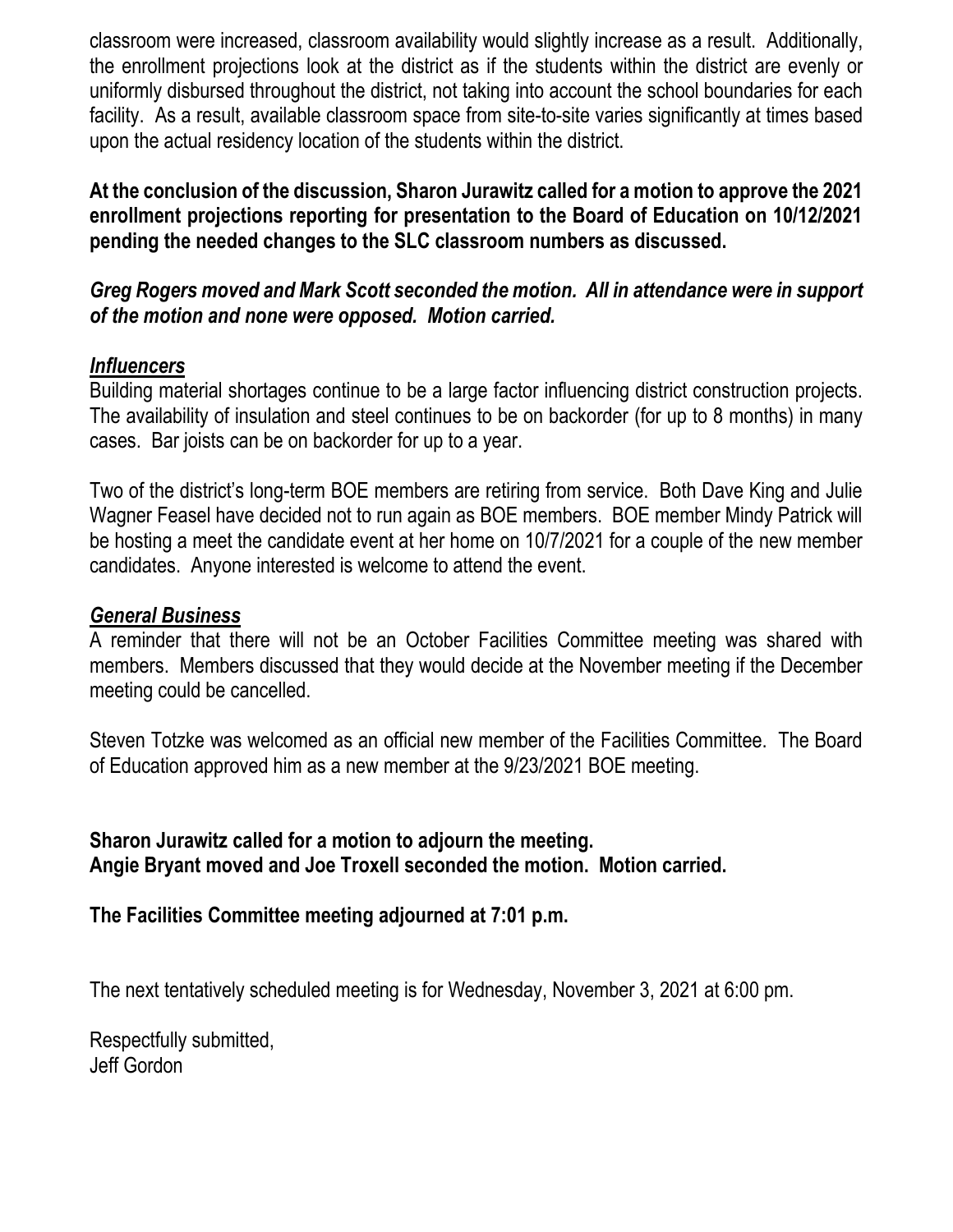classroom were increased, classroom availability would slightly increase as a result. Additionally, the enrollment projections look at the district as if the students within the district are evenly or uniformly disbursed throughout the district, not taking into account the school boundaries for each facility. As a result, available classroom space from site-to-site varies significantly at times based upon the actual residency location of the students within the district.

**At the conclusion of the discussion, Sharon Jurawitz called for a motion to approve the 2021 enrollment projections reporting for presentation to the Board of Education on 10/12/2021 pending the needed changes to the SLC classroom numbers as discussed.**

***Greg Rogers moved and Mark Scott seconded the motion. All in attendance were in support of the motion and none were opposed. Motion carried.***

***Influencers***

Building material shortages continue to be a large factor influencing district construction projects. The availability of insulation and steel continues to be on backorder (for up to 8 months) in many cases. Bar joists can be on backorder for up to a year.

Two of the district's long-term BOE members are retiring from service. Both Dave King and Julie Wagner Feasel have decided not to run again as BOE members. BOE member Mindy Patrick will be hosting a meet the candidate event at her home on 10/7/2021 for a couple of the new member candidates. Anyone interested is welcome to attend the event.

***General Business***

A reminder that there will not be an October Facilities Committee meeting was shared with members. Members discussed that they would decide at the November meeting if the December meeting could be cancelled.

Steven Totzke was welcomed as an official new member of the Facilities Committee. The Board of Education approved him as a new member at the 9/23/2021 BOE meeting.

**Sharon Jurawitz called for a motion to adjourn the meeting.**
**Angie Bryant moved and Joe Troxell seconded the motion. Motion carried.**

**The Facilities Committee meeting adjourned at 7:01 p.m.**

The next tentatively scheduled meeting is for Wednesday, November 3, 2021 at 6:00 pm.

Respectfully submitted,
Jeff Gordon